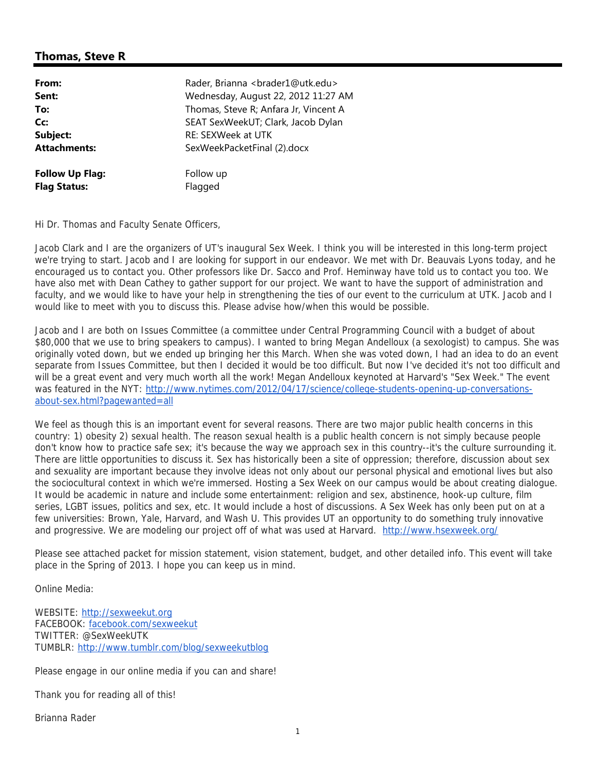## Thomas, Steve R

| | |
|---|---|
| **From:** | Rader, Brianna <brader1@utk.edu> |
| **Sent:** | Wednesday, August 22, 2012 11:27 AM |
| **To:** | Thomas, Steve R; Anfara Jr, Vincent A |
| **Cc:** | SEAT SexWeekUT; Clark, Jacob Dylan |
| **Subject:** | RE: SEXWeek at UTK |
| **Attachments:** | SexWeekPacketFinal (2).docx |
| | |
| **Follow Up Flag:** | Follow up |
| **Flag Status:** | Flagged |

Hi Dr. Thomas and Faculty Senate Officers,

Jacob Clark and I are the organizers of UT's inaugural Sex Week. I think you will be interested in this long-term project we're trying to start. Jacob and I are looking for support in our endeavor. We met with Dr. Beauvais Lyons today, and he encouraged us to contact you. Other professors like Dr. Sacco and Prof. Heminway have told us to contact you too. We have also met with Dean Cathey to gather support for our project. We want to have the support of administration and faculty, and we would like to have your help in strengthening the ties of our event to the curriculum at UTK. Jacob and I would like to meet with you to discuss this. Please advise how/when this would be possible.

Jacob and I are both on Issues Committee (a committee under Central Programming Council with a budget of about $80,000 that we use to bring speakers to campus). I wanted to bring Megan Andelloux (a sexologist) to campus. She was originally voted down, but we ended up bringing her this March. When she was voted down, I had an idea to do an event separate from Issues Committee, but then I decided it would be too difficult. But now I've decided it's not too difficult and will be a great event and very much worth all the work! Megan Andelloux keynoted at Harvard's "Sex Week." The event was featured in the NYT: http://www.nytimes.com/2012/04/17/science/college-students-opening-up-conversations-about-sex.html?pagewanted=all

We feel as though this is an important event for several reasons. There are two major public health concerns in this country: 1) obesity 2) sexual health. The reason sexual health is a public health concern is not simply because people don't know how to practice safe sex; it's because the way we approach sex in this country--it's the culture surrounding it. There are little opportunities to discuss it. Sex has historically been a site of oppression; therefore, discussion about sex and sexuality are important because they involve ideas not only about our personal physical and emotional lives but also the sociocultural context in which we're immersed. Hosting a Sex Week on our campus would be about creating dialogue. It would be academic in nature and include some entertainment: religion and sex, abstinence, hook-up culture, film series, LGBT issues, politics and sex, etc. It would include a host of discussions. A Sex Week has only been put on at a few universities: Brown, Yale, Harvard, and Wash U. This provides UT an opportunity to do something truly innovative and progressive. We are modeling our project off of what was used at Harvard. http://www.hsexweek.org/

Please see attached packet for mission statement, vision statement, budget, and other detailed info. This event will take place in the Spring of 2013. I hope you can keep us in mind.

Online Media:

WEBSITE: http://sexweekut.org
FACEBOOK: facebook.com/sexweekut
TWITTER: @SexWeekUTK
TUMBLR: http://www.tumblr.com/blog/sexweekutblog

Please engage in our online media if you can and share!

Thank you for reading all of this!

Brianna Rader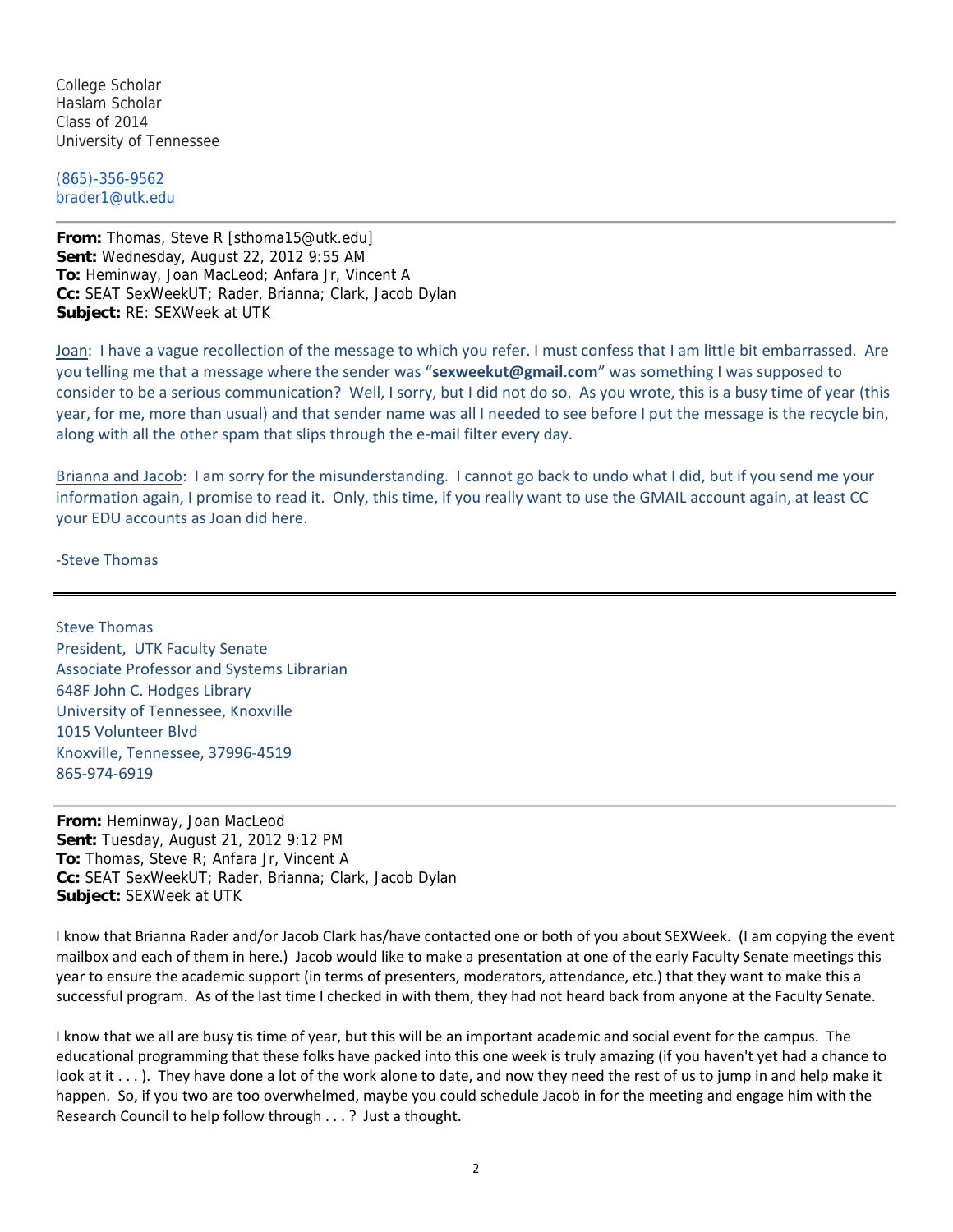College Scholar  
Haslam Scholar  
Class of 2014  
University of Tennessee

(865)-356-9562  
brader1@utk.edu

---

**From:** Thomas, Steve R [sthoma15@utk.edu]  
**Sent:** Wednesday, August 22, 2012 9:55 AM  
**To:** Heminway, Joan MacLeod; Anfara Jr, Vincent A  
**Cc:** SEAT SexWeekUT; Rader, Brianna; Clark, Jacob Dylan  
**Subject:** RE: SEXWeek at UTK

Joan: I have a vague recollection of the message to which you refer. I must confess that I am little bit embarrassed. Are you telling me that a message where the sender was "**sexweekut@gmail.com**" was something I was supposed to consider to be a serious communication? Well, I sorry, but I did not do so. As you wrote, this is a busy time of year (this year, for me, more than usual) and that sender name was all I needed to see before I put the message is the recycle bin, along with all the other spam that slips through the e-mail filter every day.

Brianna and Jacob: I am sorry for the misunderstanding. I cannot go back to undo what I did, but if you send me your information again, I promise to read it. Only, this time, if you really want to use the GMAIL account again, at least CC your EDU accounts as Joan did here.

-Steve Thomas

---

Steve Thomas  
President, UTK Faculty Senate  
Associate Professor and Systems Librarian  
648F John C. Hodges Library  
University of Tennessee, Knoxville  
1015 Volunteer Blvd  
Knoxville, Tennessee, 37996-4519  
865-974-6919

---

**From:** Heminway, Joan MacLeod  
**Sent:** Tuesday, August 21, 2012 9:12 PM  
**To:** Thomas, Steve R; Anfara Jr, Vincent A  
**Cc:** SEAT SexWeekUT; Rader, Brianna; Clark, Jacob Dylan  
**Subject:** SEXWeek at UTK

I know that Brianna Rader and/or Jacob Clark has/have contacted one or both of you about SEXWeek. (I am copying the event mailbox and each of them in here.) Jacob would like to make a presentation at one of the early Faculty Senate meetings this year to ensure the academic support (in terms of presenters, moderators, attendance, etc.) that they want to make this a successful program. As of the last time I checked in with them, they had not heard back from anyone at the Faculty Senate.

I know that we all are busy tis time of year, but this will be an important academic and social event for the campus. The educational programming that these folks have packed into this one week is truly amazing (if you haven't yet had a chance to look at it . . . ). They have done a lot of the work alone to date, and now they need the rest of us to jump in and help make it happen. So, if you two are too overwhelmed, maybe you could schedule Jacob in for the meeting and engage him with the Research Council to help follow through . . . ? Just a thought.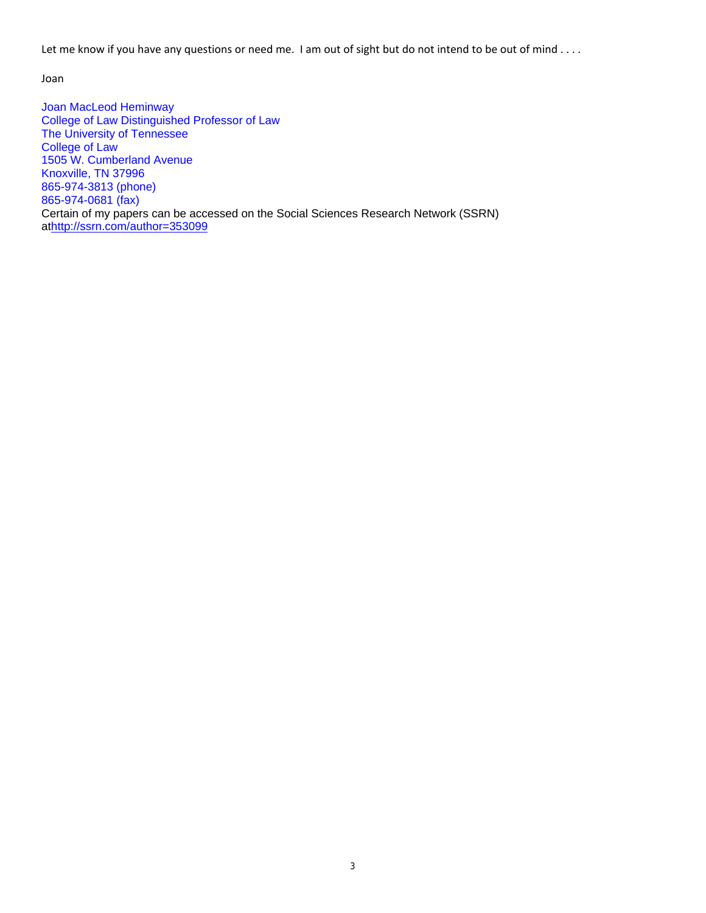Let me know if you have any questions or need me. I am out of sight but do not intend to be out of mind . . . .

Joan

Joan MacLeod Heminway
College of Law Distinguished Professor of Law
The University of Tennessee
College of Law
1505 W. Cumberland Avenue
Knoxville, TN 37996
865-974-3813 (phone)
865-974-0681 (fax)
Certain of my papers can be accessed on the Social Sciences Research Network (SSRN) athttp://ssrn.com/author=353099